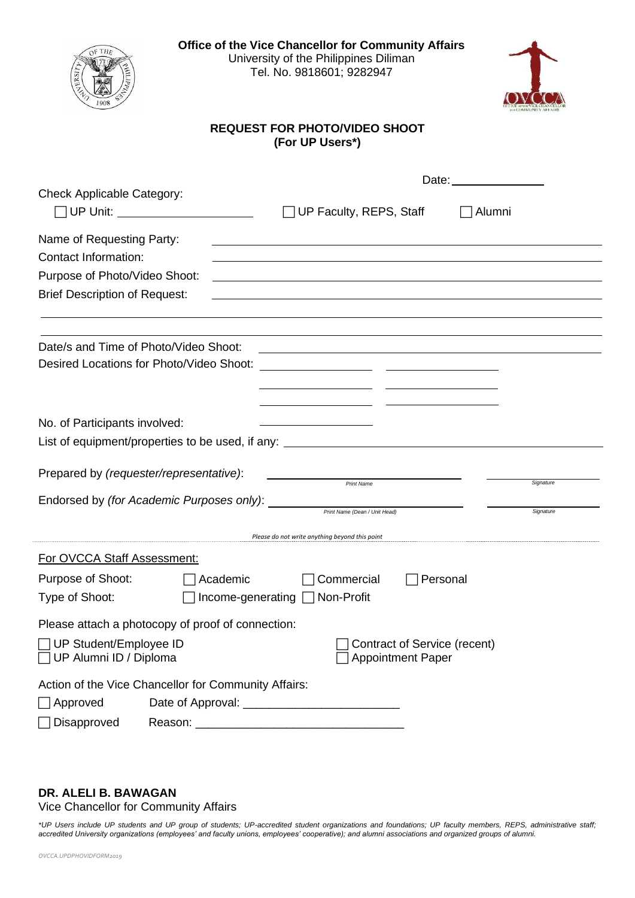**Office of the Vice Chancellor for Community Affairs**
University of the Philippines Diliman
Tel. No. 9818601; 9282947

## REQUEST FOR PHOTO/VIDEO SHOOT
### (For UP Users*)

Date: ______________

Check Applicable Category:

☐ UP Unit: ____________________ ☐ UP Faculty, REPS, Staff ☐ Alumni

Name of Requesting Party: ____________________

Contact Information: ____________________

Purpose of Photo/Video Shoot: ____________________

Brief Description of Request: ____________________

____________________

____________________

Date/s and Time of Photo/Video Shoot: ____________________

Desired Locations for Photo/Video Shoot: ____________ ____________

____________ ____________

____________ ____________

No. of Participants involved: ____________

List of equipment/properties to be used, if any: ____________________

Prepared by *(requester/representative)*: ____________________ (Print Name) ____________ (Signature)

Endorsed by *(for Academic Purposes only)*: ____________________ (Print Name (Dean / Unit Head)) ____________ (Signature)

*Please do not write anything beyond this point*

For OVCCA Staff Assessment:

Purpose of Shoot: ☐ Academic ☐ Commercial ☐ Personal

Type of Shoot: ☐ Income-generating ☐ Non-Profit

Please attach a photocopy of proof of connection:

☐ UP Student/Employee ID
☐ UP Alumni ID / Diploma
☐ Contract of Service (recent)
☐ Appointment Paper

Action of the Vice Chancellor for Community Affairs:

☐ Approved Date of Approval: ________________________

☐ Disapproved Reason: ________________________________

**DR. ALELI B. BAWAGAN**
Vice Chancellor for Community Affairs

*\*UP Users include UP students and UP group of students; UP-accredited student organizations and foundations; UP faculty members, REPS, administrative staff; accredited University organizations (employees' and faculty unions, employees' cooperative); and alumni associations and organized groups of alumni.*

*OVCCA.UPDPHOVIDFORM2019*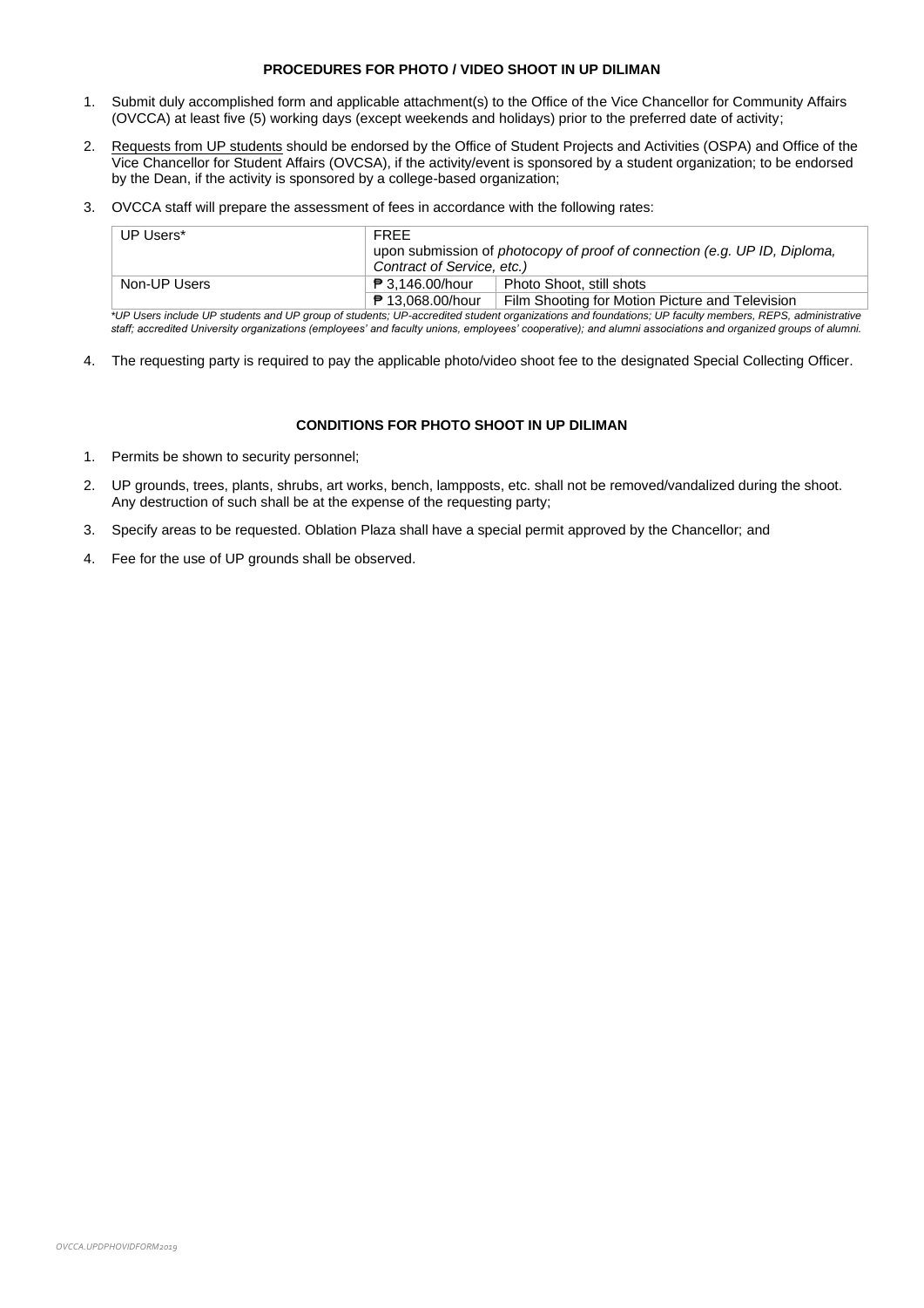**PROCEDURES FOR PHOTO / VIDEO SHOOT IN UP DILIMAN**

1. Submit duly accomplished form and applicable attachment(s) to the Office of the Vice Chancellor for Community Affairs (OVCCA) at least five (5) working days (except weekends and holidays) prior to the preferred date of activity;
2. Requests from UP students should be endorsed by the Office of Student Projects and Activities (OSPA) and Office of the Vice Chancellor for Student Affairs (OVCSA), if the activity/event is sponsored by a student organization; to be endorsed by the Dean, if the activity is sponsored by a college-based organization;
3. OVCCA staff will prepare the assessment of fees in accordance with the following rates:

| | | |
|---|---|---|
| UP Users* | FREE<br>upon submission of *photocopy of proof of connection (e.g. UP ID, Diploma, Contract of Service, etc.)* | |
| Non-UP Users | ₱ 3,146.00/hour | Photo Shoot, still shots |
| | ₱ 13,068.00/hour | Film Shooting for Motion Picture and Television |

*\*UP Users include UP students and UP group of students; UP-accredited student organizations and foundations; UP faculty members, REPS, administrative staff; accredited University organizations (employees' and faculty unions, employees' cooperative); and alumni associations and organized groups of alumni.*

4. The requesting party is required to pay the applicable photo/video shoot fee to the designated Special Collecting Officer.

**CONDITIONS FOR PHOTO SHOOT IN UP DILIMAN**

1. Permits be shown to security personnel;
2. UP grounds, trees, plants, shrubs, art works, bench, lampposts, etc. shall not be removed/vandalized during the shoot. Any destruction of such shall be at the expense of the requesting party;
3. Specify areas to be requested. Oblation Plaza shall have a special permit approved by the Chancellor; and
4. Fee for the use of UP grounds shall be observed.

*OVCCA.UPDPHOVIDFORM2019*